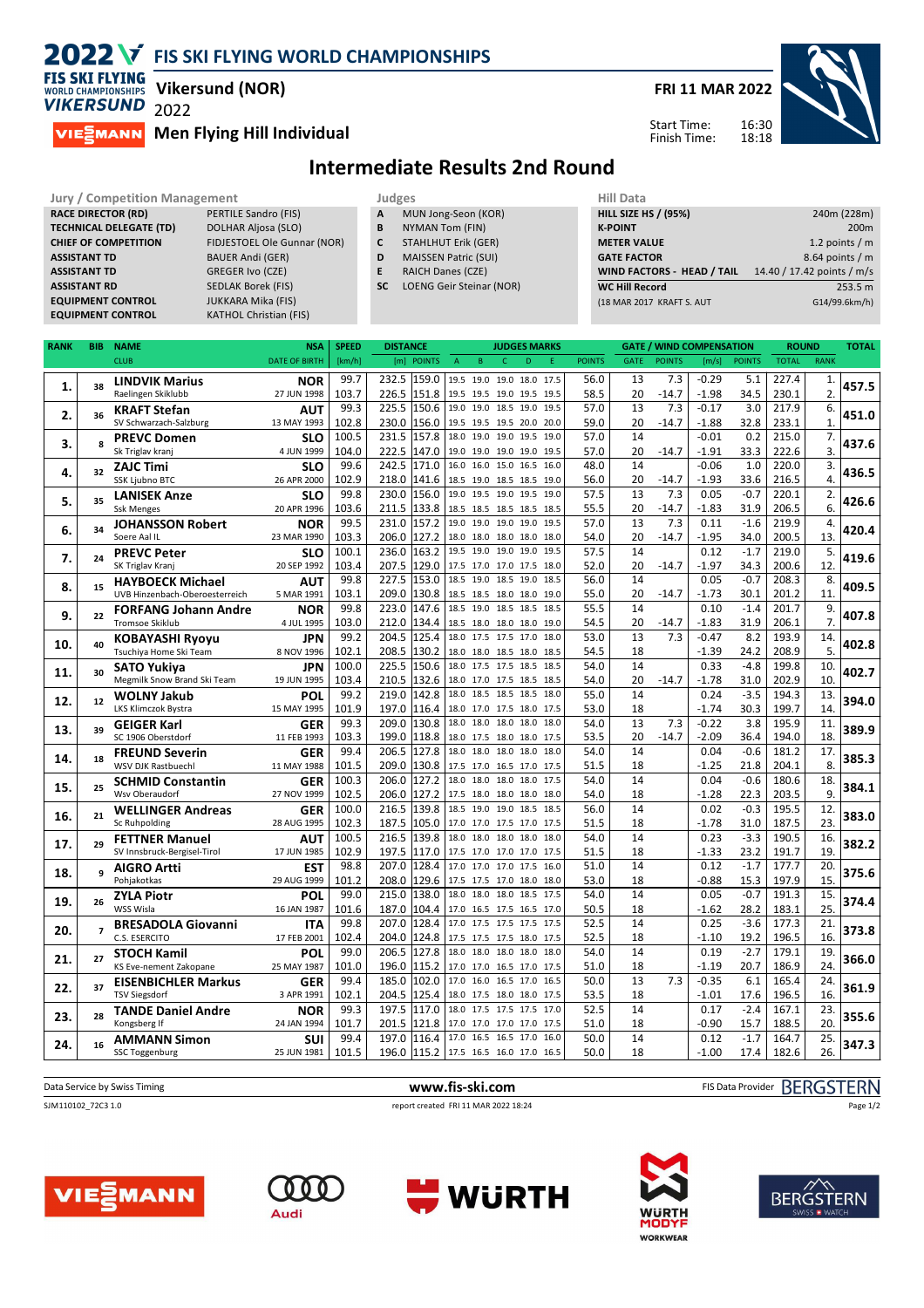# FIS SKI FLYING WORLD CHAMPIONSHIPS

**Vikersund (NOR)**

**Men Flying Hill Individual**

**FRI 11 MAR 2022**

Start Time: 16:30
Finish Time: 18:18

## Intermediate Results 2nd Round

| Jury / Competition Management | |
|---|---|
| RACE DIRECTOR (RD) | PERTILE Sandro (FIS) |
| TECHNICAL DELEGATE (TD) | DOLHAR Aljosa (SLO) |
| CHIEF OF COMPETITION | FIDJESTOEL Ole Gunnar (NOR) |
| ASSISTANT TD | BAUER Andi (GER) |
| ASSISTANT TD | GREGER Ivo (CZE) |
| ASSISTANT RD | SEDLAK Borek (FIS) |
| EQUIPMENT CONTROL | JUKKARA Mika (FIS) |
| EQUIPMENT CONTROL | KATHOL Christian (FIS) |

| Judges | |
|---|---|
| A | MUN Jong-Seon (KOR) |
| B | NYMAN Tom (FIN) |
| C | STAHLHUT Erik (GER) |
| D | MAISSEN Patric (SUI) |
| E | RAICH Danes (CZE) |
| SC | LOENG Geir Steinar (NOR) |

| Hill Data | |
|---|---|
| HILL SIZE HS / (95%) | 240m (228m) |
| K-POINT | 200m |
| METER VALUE | 1.2 points / m |
| GATE FACTOR | 8.64 points / m |
| WIND FACTORS - HEAD / TAIL | 14.40 / 17.42 points / m/s |
| WC Hill Record | 253.5 m |
| (18 MAR 2017 KRAFT S. AUT | G14/99.6km/h) |

| RANK | BIB | NAME / CLUB | NSA / DATE OF BIRTH | SPEED [km/h] | DISTANCE [m] | DISTANCE POINTS | A | B | C | D | E | JUDGES POINTS | GATE | GATE POINTS | WIND [m/s] | WIND POINTS | ROUND TOTAL | ROUND RANK | TOTAL |
|---|---|---|---|---|---|---|---|---|---|---|---|---|---|---|---|---|---|---|---|
| 1. | 38 | LINDVIK Marius | NOR | 99.7 | 232.5 | 159.0 | 19.5 | 19.0 | 19.0 | 18.0 | 17.5 | 56.0 | 13 | 7.3 | -0.29 | 5.1 | 227.4 | 1. | 457.5 |
| | | Raelingen Skiklubb | 27 JUN 1998 | 103.7 | 226.5 | 151.8 | 19.5 | 19.5 | 19.0 | 19.5 | 19.5 | 58.5 | 20 | -14.7 | -1.98 | 34.5 | 230.1 | 2. | |
| 2. | 36 | KRAFT Stefan | AUT | 99.3 | 225.5 | 150.6 | 19.0 | 19.0 | 18.5 | 19.0 | 19.5 | 57.0 | 13 | 7.3 | -0.17 | 3.0 | 217.9 | 6. | 451.0 |
| | | SV Schwarzach-Salzburg | 13 MAY 1993 | 102.8 | 230.0 | 156.0 | 19.5 | 19.5 | 19.5 | 20.0 | 20.0 | 59.0 | 20 | -14.7 | -1.88 | 32.8 | 233.1 | 1. | |
| 3. | 8 | PREVC Domen | SLO | 100.5 | 231.5 | 157.8 | 18.0 | 19.0 | 19.0 | 19.5 | 19.0 | 57.0 | 14 | | -0.01 | 0.2 | 215.0 | 7. | 437.6 |
| | | Sk Triglav kranj | 4 JUN 1999 | 104.0 | 222.5 | 147.0 | 19.0 | 19.0 | 19.0 | 19.0 | 19.5 | 57.0 | 20 | -14.7 | -1.91 | 33.3 | 222.6 | 3. | |
| 4. | 32 | ZAJC Timi | SLO | 99.6 | 242.5 | 171.0 | 16.0 | 16.0 | 15.0 | 16.5 | 16.0 | 48.0 | 14 | | -0.06 | 1.0 | 220.0 | 3. | 436.5 |
| | | SSK Ljubno BTC | 26 APR 2000 | 102.9 | 218.0 | 141.6 | 18.5 | 19.0 | 18.5 | 18.5 | 19.0 | 56.0 | 20 | -14.7 | -1.93 | 33.6 | 216.5 | 4. | |
| 5. | 35 | LANISEK Anze | SLO | 99.8 | 230.0 | 156.0 | 19.0 | 19.5 | 19.0 | 19.5 | 19.0 | 57.5 | 13 | 7.3 | 0.05 | -0.7 | 220.1 | 2. | 426.6 |
| | | Ssk Menges | 20 APR 1996 | 103.6 | 211.5 | 133.8 | 18.5 | 18.5 | 18.5 | 18.5 | 18.5 | 55.5 | 20 | -14.7 | -1.83 | 31.9 | 206.5 | 6. | |
| 6. | 34 | JOHANSSON Robert | NOR | 99.5 | 231.0 | 157.2 | 19.0 | 19.0 | 19.0 | 19.0 | 19.0 | 57.0 | 13 | 7.3 | 0.11 | -1.6 | 219.9 | 4. | 420.4 |
| | | Soere Aal IL | 23 MAR 1990 | 103.3 | 206.0 | 127.2 | 18.0 | 18.0 | 18.0 | 18.0 | 18.0 | 54.0 | 20 | -14.7 | -1.95 | 34.0 | 200.5 | 13. | |
| 7. | 24 | PREVC Peter | SLO | 100.1 | 236.0 | 163.2 | 19.5 | 19.0 | 19.0 | 19.0 | 19.5 | 57.5 | 14 | | 0.12 | -1.7 | 219.0 | 5. | 419.6 |
| | | SK Triglav Kranj | 20 SEP 1992 | 103.4 | 207.5 | 129.0 | 17.5 | 17.0 | 17.0 | 17.5 | 18.0 | 52.0 | 20 | -14.7 | -1.97 | 34.3 | 200.6 | 12. | |
| 8. | 15 | HAYBOECK Michael | AUT | 99.8 | 227.5 | 153.0 | 18.5 | 19.0 | 18.5 | 19.0 | 18.5 | 56.0 | 14 | | 0.05 | -0.7 | 208.3 | 8. | 409.5 |
| | | UVB Hinzenbach-Oberoesterreich | 5 MAR 1991 | 103.1 | 209.0 | 130.8 | 18.5 | 18.5 | 18.0 | 18.0 | 19.0 | 55.0 | 20 | -14.7 | -1.73 | 30.1 | 201.2 | 11. | |
| 9. | 22 | FORFANG Johann Andre | NOR | 99.8 | 223.0 | 147.6 | 18.5 | 19.0 | 18.5 | 18.5 | 18.5 | 55.5 | 14 | | 0.10 | -1.4 | 201.7 | 9. | 407.8 |
| | | Tromsoe Skiklub | 4 JUL 1995 | 103.0 | 212.0 | 134.4 | 18.5 | 18.0 | 18.0 | 18.0 | 19.0 | 54.5 | 20 | -14.7 | -1.83 | 31.9 | 206.1 | 7. | |
| 10. | 40 | KOBAYASHI Ryoyu | JPN | 99.2 | 204.5 | 125.4 | 18.0 | 17.5 | 17.5 | 17.0 | 18.0 | 53.0 | 13 | 7.3 | -0.47 | 8.2 | 193.9 | 14. | 402.8 |
| | | Tsuchiya Home Ski Team | 8 NOV 1996 | 102.1 | 208.5 | 130.2 | 18.0 | 18.0 | 18.5 | 18.0 | 18.5 | 54.5 | 18 | | -1.39 | 24.2 | 208.9 | 5. | |
| 11. | 30 | SATO Yukiya | JPN | 100.0 | 225.5 | 150.6 | 18.0 | 17.5 | 17.5 | 18.5 | 18.5 | 54.0 | 14 | | 0.33 | -4.8 | 199.8 | 10. | 402.7 |
| | | Megmilk Snow Brand Ski Team | 19 JUN 1995 | 103.4 | 210.5 | 132.6 | 18.0 | 17.0 | 17.5 | 18.5 | 18.5 | 54.0 | 20 | -14.7 | -1.78 | 31.0 | 202.9 | 10. | |
| 12. | 12 | WOLNY Jakub | POL | 99.2 | 219.0 | 142.8 | 18.0 | 18.5 | 18.5 | 18.5 | 18.0 | 55.0 | 14 | | 0.24 | -3.5 | 194.3 | 13. | 394.0 |
| | | LKS Klimczok Bystra | 15 MAY 1995 | 101.9 | 197.0 | 116.4 | 18.0 | 17.0 | 17.5 | 18.0 | 17.5 | 53.0 | 18 | | -1.74 | 30.3 | 199.7 | 14. | |
| 13. | 39 | GEIGER Karl | GER | 99.3 | 209.0 | 130.8 | 18.0 | 18.0 | 18.0 | 18.0 | 18.0 | 54.0 | 13 | 7.3 | -0.22 | 3.8 | 195.9 | 11. | 389.9 |
| | | SC 1906 Oberstdorf | 11 FEB 1993 | 103.3 | 199.0 | 118.8 | 18.0 | 17.5 | 18.0 | 18.0 | 17.5 | 53.5 | 20 | -14.7 | -2.09 | 36.4 | 194.0 | 18. | |
| 14. | 18 | FREUND Severin | GER | 99.4 | 206.5 | 127.8 | 18.0 | 18.0 | 18.0 | 18.0 | 18.0 | 54.0 | 14 | | 0.04 | -0.6 | 181.2 | 17. | 385.3 |
| | | WSV DJK Rastbuechl | 11 MAY 1988 | 101.5 | 209.0 | 130.8 | 17.5 | 17.0 | 16.5 | 17.0 | 17.5 | 51.5 | 18 | | -1.25 | 21.8 | 204.1 | 8. | |
| 15. | 25 | SCHMID Constantin | GER | 100.3 | 206.0 | 127.2 | 18.0 | 18.0 | 18.0 | 18.0 | 17.5 | 54.0 | 14 | | 0.04 | -0.6 | 180.6 | 18. | 384.1 |
| | | Wsv Oberaudorf | 27 NOV 1999 | 102.5 | 206.0 | 127.2 | 17.5 | 18.0 | 18.0 | 18.0 | 18.0 | 54.0 | 18 | | -1.28 | 22.3 | 203.5 | 9. | |
| 16. | 21 | WELLINGER Andreas | GER | 100.0 | 216.5 | 139.8 | 18.5 | 19.0 | 19.0 | 18.5 | 18.5 | 56.0 | 14 | | 0.02 | -0.3 | 195.5 | 12. | 383.0 |
| | | Sc Ruhpolding | 28 AUG 1995 | 102.3 | 187.5 | 105.0 | 17.0 | 17.0 | 17.5 | 17.0 | 17.5 | 51.5 | 18 | | -1.78 | 31.0 | 187.5 | 23. | |
| 17. | 29 | FETTNER Manuel | AUT | 100.5 | 216.5 | 139.8 | 18.0 | 18.0 | 18.0 | 18.0 | 18.0 | 54.0 | 14 | | 0.23 | -3.3 | 190.5 | 16. | 382.2 |
| | | SV Innsbruck-Bergisel-Tirol | 17 JUN 1985 | 102.9 | 197.5 | 117.0 | 17.5 | 17.0 | 17.0 | 17.0 | 17.5 | 51.5 | 18 | | -1.33 | 23.2 | 191.7 | 19. | |
| 18. | 9 | AIGRO Artti | EST | 98.8 | 207.0 | 128.4 | 17.0 | 17.0 | 17.0 | 17.5 | 16.0 | 51.0 | 14 | | 0.12 | -1.7 | 177.7 | 20. | 375.6 |
| | | Pohjakotkas | 29 AUG 1999 | 101.2 | 208.0 | 129.6 | 17.5 | 17.5 | 17.0 | 18.0 | 18.0 | 53.0 | 18 | | -0.88 | 15.3 | 197.9 | 15. | |
| 19. | 26 | ZYLA Piotr | POL | 99.0 | 215.0 | 138.0 | 18.0 | 18.0 | 18.0 | 18.5 | 17.5 | 54.0 | 14 | | 0.05 | -0.7 | 191.3 | 15. | 374.4 |
| | | WSS Wisla | 16 JAN 1987 | 101.6 | 187.0 | 104.4 | 17.0 | 16.5 | 17.5 | 16.5 | 17.0 | 50.5 | 18 | | -1.62 | 28.2 | 183.1 | 25. | |
| 20. | 7 | BRESADOLA Giovanni | ITA | 99.8 | 207.0 | 128.4 | 17.0 | 17.5 | 17.5 | 17.5 | 17.5 | 52.5 | 14 | | 0.25 | -3.6 | 177.3 | 21. | 373.8 |
| | | C.S. ESERCITO | 17 FEB 2001 | 102.4 | 204.0 | 124.8 | 17.5 | 17.5 | 17.5 | 18.0 | 17.5 | 52.5 | 18 | | -1.10 | 19.2 | 196.5 | 16. | |
| 21. | 27 | STOCH Kamil | POL | 99.0 | 206.5 | 127.8 | 18.0 | 18.0 | 18.0 | 18.0 | 18.0 | 54.0 | 14 | | 0.19 | -2.7 | 179.1 | 19. | 366.0 |
| | | KS Eve-nement Zakopane | 25 MAY 1987 | 101.0 | 196.0 | 115.2 | 17.0 | 17.0 | 16.5 | 17.0 | 17.5 | 51.0 | 18 | | -1.19 | 20.7 | 186.9 | 24. | |
| 22. | 37 | EISENBICHLER Markus | GER | 99.4 | 185.0 | 102.0 | 17.0 | 16.0 | 16.5 | 17.0 | 16.5 | 50.0 | 13 | 7.3 | -0.35 | 6.1 | 165.4 | 24. | 361.9 |
| | | TSV Siegsdorf | 3 APR 1991 | 102.1 | 204.5 | 125.4 | 18.0 | 17.5 | 18.0 | 18.0 | 17.5 | 53.5 | 18 | | -1.01 | 17.6 | 196.5 | 16. | |
| 23. | 28 | TANDE Daniel Andre | NOR | 99.3 | 197.5 | 117.0 | 18.0 | 17.5 | 17.5 | 17.5 | 17.5 | 52.5 | 14 | | 0.17 | -2.4 | 167.1 | 23. | 355.6 |
| | | Kongsberg If | 24 JAN 1994 | 101.7 | 201.5 | 121.8 | 17.0 | 17.0 | 17.0 | 17.0 | 17.5 | 51.0 | 18 | | -0.90 | 15.7 | 188.5 | 20. | |
| 24. | 16 | AMMANN Simon | SUI | 99.4 | 197.0 | 116.4 | 17.0 | 16.5 | 16.5 | 17.0 | 16.0 | 50.0 | 14 | | 0.12 | -1.7 | 164.7 | 25. | 347.3 |
| | | SSC Toggenburg | 25 JUN 1981 | 101.5 | 196.0 | 115.2 | 17.5 | 16.5 | 16.0 | 17.0 | 16.5 | 50.0 | 18 | | -1.00 | 17.4 | 182.6 | 26. | |

Data Service by Swiss Timing | www.fis-ski.com | FIS Data Provider BERGSTERN

SJM110102_72C3 1.0 | report created FRI 11 MAR 2022 18:24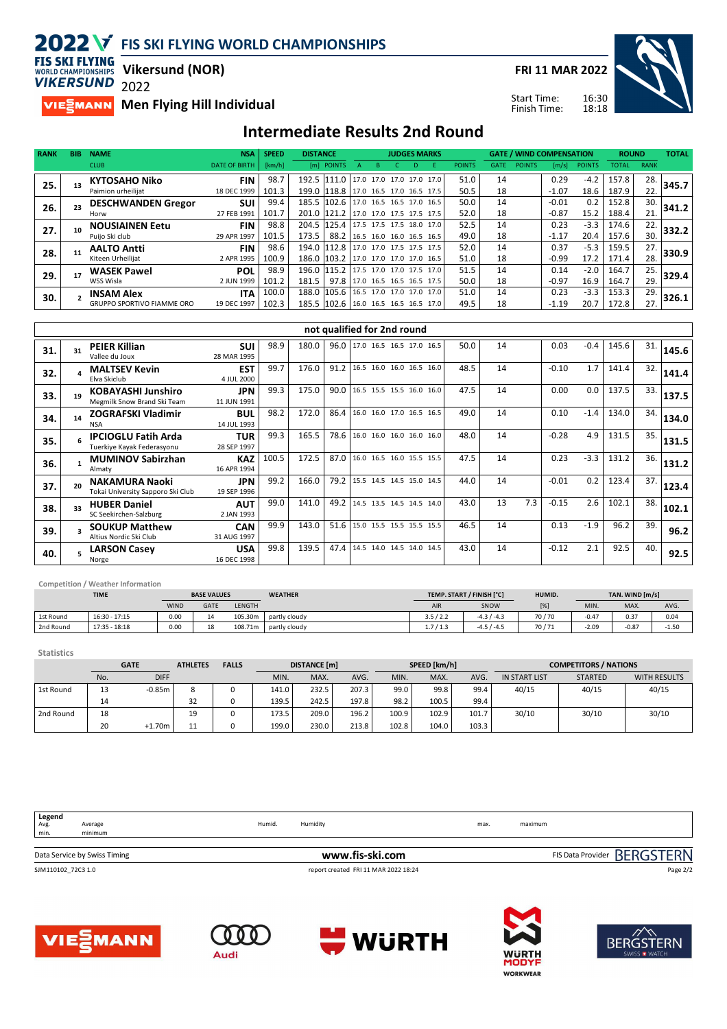# 2022 FIS SKI FLYING WORLD CHAMPIONSHIPS

**Vikersund (NOR)** 2022

**FRI 11 MAR 2022**

**Men Flying Hill Individual**

Start Time: 16:30
Finish Time: 18:18

## Intermediate Results 2nd Round

| RANK | BIB | NAME / CLUB | NSA / DATE OF BIRTH | SPEED [km/h] | DISTANCE [m] | DISTANCE POINTS | A | B | C | D | E | JUDGES POINTS | GATE | GATE POINTS | WIND [m/s] | WIND POINTS | ROUND TOTAL | ROUND RANK | TOTAL |
|---|---|---|---|---|---|---|---|---|---|---|---|---|---|---|---|---|---|---|---|
| 25. | 13 | **KYTOSAHO Niko** | **FIN** | 98.7 | 192.5 | 111.0 | 17.0 | 17.0 | 17.0 | 17.0 | 17.0 | 51.0 | 14 | | 0.29 | -4.2 | 157.8 | 28. | 345.7 |
| | | Paimion urheilijat | 18 DEC 1999 | 101.3 | 199.0 | 118.8 | 17.0 | 16.5 | 17.0 | 16.5 | 17.5 | 50.5 | 18 | | -1.07 | 18.6 | 187.9 | 22. | |
| 26. | 23 | **DESCHWANDEN Gregor** | **SUI** | 99.4 | 185.5 | 102.6 | 17.0 | 16.5 | 16.5 | 17.0 | 16.5 | 50.0 | 14 | | -0.01 | 0.2 | 152.8 | 30. | 341.2 |
| | | Horw | 27 FEB 1991 | 101.7 | 201.0 | 121.2 | 17.0 | 17.0 | 17.5 | 17.5 | 17.5 | 52.0 | 18 | | -0.87 | 15.2 | 188.4 | 21. | |
| 27. | 10 | **NOUSIAINEN Eetu** | **FIN** | 98.8 | 204.5 | 125.4 | 17.5 | 17.5 | 17.5 | 18.0 | 17.0 | 52.5 | 14 | | 0.23 | -3.3 | 174.6 | 22. | 332.2 |
| | | Puijo Ski club | 29 APR 1997 | 101.5 | 173.5 | 88.2 | 16.5 | 16.0 | 16.0 | 16.5 | 16.5 | 49.0 | 18 | | -1.17 | 20.4 | 157.6 | 30. | |
| 28. | 11 | **AALTO Antti** | **FIN** | 98.6 | 194.0 | 112.8 | 17.0 | 17.0 | 17.5 | 17.5 | 17.5 | 52.0 | 14 | | 0.37 | -5.3 | 159.5 | 27. | 330.9 |
| | | Kiteen Urheilijat | 2 APR 1995 | 100.9 | 186.0 | 103.2 | 17.0 | 17.0 | 17.0 | 17.0 | 16.5 | 51.0 | 18 | | -0.99 | 17.2 | 171.4 | 28. | |
| 29. | 17 | **WASEK Pawel** | **POL** | 98.9 | 196.0 | 115.2 | 17.5 | 17.0 | 17.0 | 17.5 | 17.0 | 51.5 | 14 | | 0.14 | -2.0 | 164.7 | 25. | 329.4 |
| | | WSS Wisla | 2 JUN 1999 | 101.2 | 181.5 | 97.8 | 17.0 | 16.5 | 16.5 | 16.5 | 17.5 | 50.0 | 18 | | -0.97 | 16.9 | 164.7 | 29. | |
| 30. | 2 | **INSAM Alex** | **ITA** | 100.0 | 188.0 | 105.6 | 16.5 | 17.0 | 17.0 | 17.0 | 17.0 | 51.0 | 14 | | 0.23 | -3.3 | 153.3 | 29. | 326.1 |
| | | GRUPPO SPORTIVO FIAMME ORO | 19 DEC 1997 | 102.3 | 185.5 | 102.6 | 16.0 | 16.5 | 16.5 | 16.5 | 17.0 | 49.5 | 18 | | -1.19 | 20.7 | 172.8 | 27. | |

### not qualified for 2nd round

| RANK | BIB | NAME / CLUB | NSA / DATE OF BIRTH | SPEED [km/h] | DISTANCE [m] | DISTANCE POINTS | A | B | C | D | E | JUDGES POINTS | GATE | GATE POINTS | WIND [m/s] | WIND POINTS | ROUND TOTAL | ROUND RANK | TOTAL |
|---|---|---|---|---|---|---|---|---|---|---|---|---|---|---|---|---|---|---|---|
| 31. | 31 | **PEIER Killian** / Vallee du Joux | **SUI** / 28 MAR 1995 | 98.9 | 180.0 | 96.0 | 17.0 | 16.5 | 16.5 | 17.0 | 16.5 | 50.0 | 14 | | 0.03 | -0.4 | 145.6 | 31. | 145.6 |
| 32. | 4 | **MALTSEV Kevin** / Elva Skiclub | **EST** / 4 JUL 2000 | 99.7 | 176.0 | 91.2 | 16.5 | 16.0 | 16.0 | 16.5 | 16.0 | 48.5 | 14 | | -0.10 | 1.7 | 141.4 | 32. | 141.4 |
| 33. | 19 | **KOBAYASHI Junshiro** / Megmilk Snow Brand Ski Team | **JPN** / 11 JUN 1991 | 99.3 | 175.0 | 90.0 | 16.5 | 15.5 | 15.5 | 16.0 | 16.0 | 47.5 | 14 | | 0.00 | 0.0 | 137.5 | 33. | 137.5 |
| 34. | 14 | **ZOGRAFSKI Vladimir** / NSA | **BUL** / 14 JUL 1993 | 98.2 | 172.0 | 86.4 | 16.0 | 16.0 | 17.0 | 16.5 | 16.5 | 49.0 | 14 | | 0.10 | -1.4 | 134.0 | 34. | 134.0 |
| 35. | 6 | **IPCIOGLU Fatih Arda** / Tuerkiye Kayak Federasyonu | **TUR** / 28 SEP 1997 | 99.3 | 165.5 | 78.6 | 16.0 | 16.0 | 16.0 | 16.0 | 16.0 | 48.0 | 14 | | -0.28 | 4.9 | 131.5 | 35. | 131.5 |
| 36. | 1 | **MUMINOV Sabirzhan** / Almaty | **KAZ** / 16 APR 1994 | 100.5 | 172.5 | 87.0 | 16.0 | 16.5 | 16.0 | 15.5 | 15.5 | 47.5 | 14 | | 0.23 | -3.3 | 131.2 | 36. | 131.2 |
| 37. | 20 | **NAKAMURA Naoki** / Tokai University Sapporo Ski Club | **JPN** / 19 SEP 1996 | 99.2 | 166.0 | 79.2 | 15.5 | 14.5 | 14.5 | 15.0 | 14.5 | 44.0 | 14 | | -0.01 | 0.2 | 123.4 | 37. | 123.4 |
| 38. | 33 | **HUBER Daniel** / SC Seekirchen-Salzburg | **AUT** / 2 JAN 1993 | 99.0 | 141.0 | 49.2 | 14.5 | 13.5 | 14.5 | 14.5 | 14.0 | 43.0 | 13 | 7.3 | -0.15 | 2.6 | 102.1 | 38. | 102.1 |
| 39. | 3 | **SOUKUP Matthew** / Altius Nordic Ski Club | **CAN** / 31 AUG 1997 | 99.9 | 143.0 | 51.6 | 15.0 | 15.5 | 15.5 | 15.5 | 15.5 | 46.5 | 14 | | 0.13 | -1.9 | 96.2 | 39. | 96.2 |
| 40. | 5 | **LARSON Casey** / Norge | **USA** / 16 DEC 1998 | 99.8 | 139.5 | 47.4 | 14.5 | 14.0 | 14.5 | 14.0 | 14.5 | 43.0 | 14 | | -0.12 | 2.1 | 92.5 | 40. | 92.5 |

### Competition / Weather Information

| | TIME | BASE VALUES WIND | BASE VALUES GATE | BASE VALUES LENGTH | WEATHER | TEMP. START / FINISH [°C] AIR | TEMP. START / FINISH [°C] SNOW | HUMID. [%] | TAN. WIND [m/s] MIN. | TAN. WIND [m/s] MAX. | TAN. WIND [m/s] AVG. |
|---|---|---|---|---|---|---|---|---|---|---|---|
| 1st Round | 16:30 - 17:15 | 0.00 | 14 | 105.30m | partly cloudy | 3.5 / 2.2 | -4.3 / -4.3 | 70 / 70 | -0.47 | 0.37 | 0.04 |
| 2nd Round | 17:35 - 18:18 | 0.00 | 18 | 108.71m | partly cloudy | 1.7 / 1.3 | -4.5 / -4.5 | 70 / 71 | -2.09 | -0.87 | -1.50 |

### Statistics

| | GATE No. | GATE DIFF | ATHLETES | FALLS | DISTANCE [m] MIN. | DISTANCE [m] MAX. | DISTANCE [m] AVG. | SPEED [km/h] MIN. | SPEED [km/h] MAX. | SPEED [km/h] AVG. | IN START LIST | STARTED | WITH RESULTS |
|---|---|---|---|---|---|---|---|---|---|---|---|---|---|
| 1st Round | 13 | -0.85m | 8 | 0 | 141.0 | 232.5 | 207.3 | 99.0 | 99.8 | 99.4 | 40/15 | 40/15 | 40/15 |
| | 14 | | 32 | 0 | 139.5 | 242.5 | 197.8 | 98.2 | 100.5 | 99.4 | | | |
| 2nd Round | 18 | | 19 | 0 | 173.5 | 209.0 | 196.2 | 100.9 | 102.9 | 101.7 | 30/10 | 30/10 | 30/10 |
| | 20 | +1.70m | 11 | 0 | 199.0 | 230.0 | 213.8 | 102.8 | 104.0 | 103.3 | | | |

**Legend**
Avg. Average
min. minimum
Humid. Humidity
max. maximum

Data Service by Swiss Timing — www.fis-ski.com — FIS Data Provider BERGSTERN

SJM110102_72C3 1.0 — report created FRI 11 MAR 2022 18:24